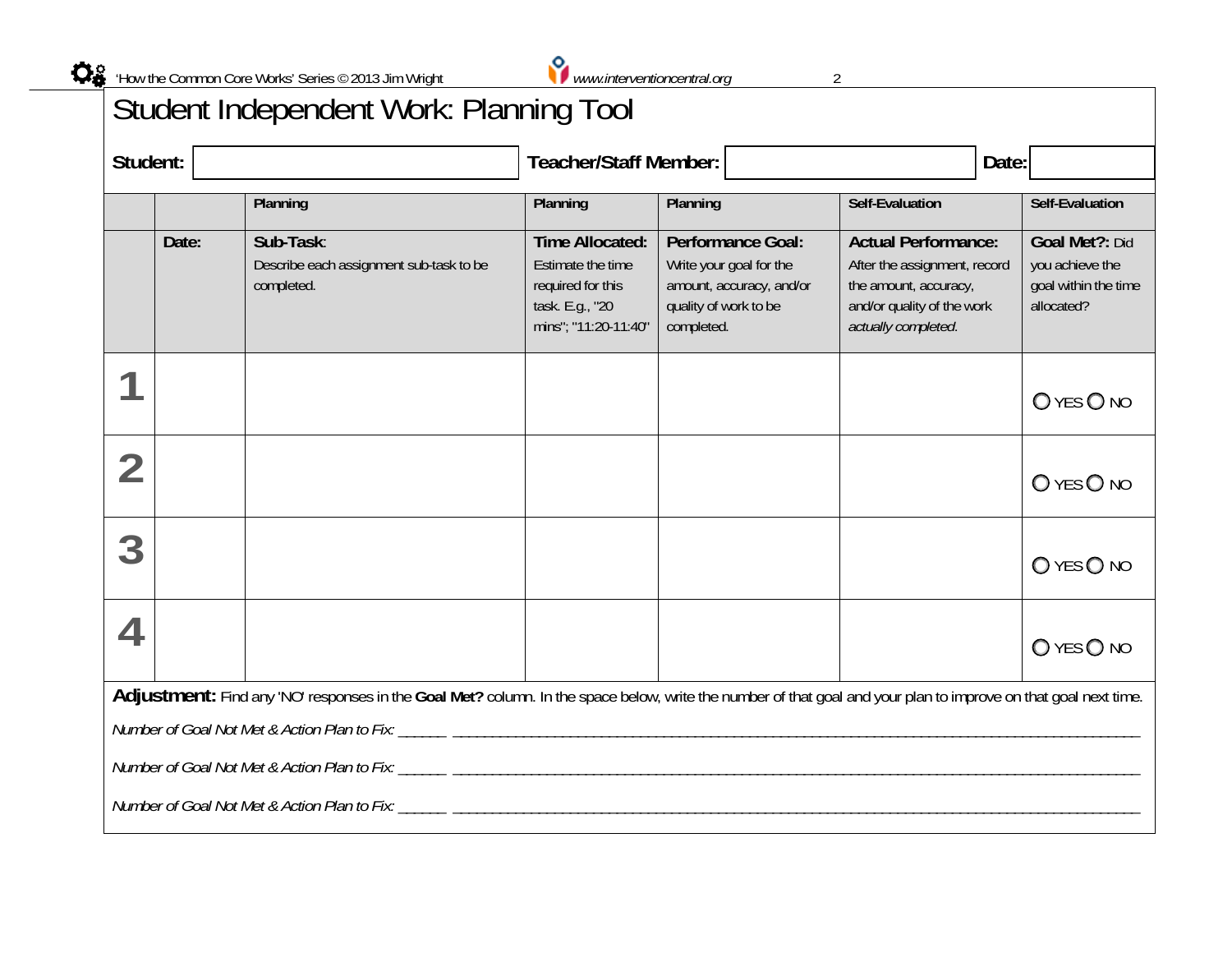# Student Independent Work: Planning Tool

**Student:** ____________________ **Teacher/Staff Member:** ____________________ **Date:** __________

| | | Planning | Planning | Planning | Self-Evaluation | Self-Evaluation |
|---|---|---|---|---|---|---|
| | **Date:** | **Sub-Task**: Describe each assignment sub-task to be completed. | **Time Allocated:** Estimate the time required for this task. E.g., "20 mins"; "11:20-11:40" | **Performance Goal:** Write your goal for the amount, accuracy, and/or quality of work to be completed. | **Actual Performance:** After the assignment, record the amount, accuracy, and/or quality of the work *actually completed*. | **Goal Met?:** Did you achieve the goal within the time allocated? |
| **1** | | | | | | ◯ YES ◯ NO |
| **2** | | | | | | ◯ YES ◯ NO |
| **3** | | | | | | ◯ YES ◯ NO |
| **4** | | | | | | ◯ YES ◯ NO |

**Adjustment:** Find any 'NO' responses in the **Goal Met?** column. In the space below, write the number of that goal and your plan to improve on that goal next time.

*Number of Goal Not Met & Action Plan to Fix:* ______ ____________________________________________________________

*Number of Goal Not Met & Action Plan to Fix:* ______ ____________________________________________________________

*Number of Goal Not Met & Action Plan to Fix:* ______ ____________________________________________________________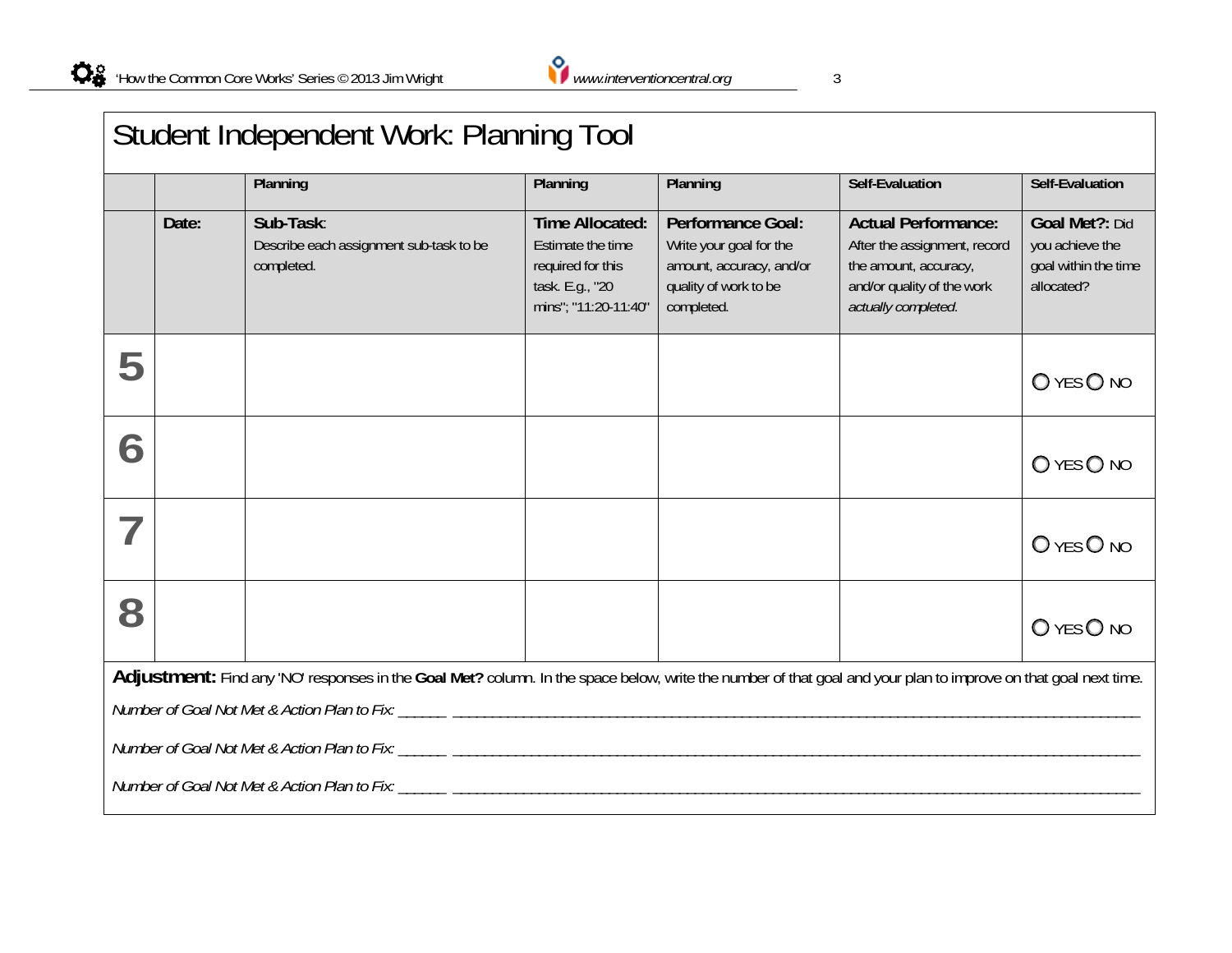# Student Independent Work: Planning Tool

| | | Planning | Planning | Planning | Self-Evaluation | Self-Evaluation |
|---|---|---|---|---|---|---|
| | **Date:** | **Sub-Task**: Describe each assignment sub-task to be completed. | **Time Allocated:** Estimate the time required for this task. E.g., "20 mins"; "11:20-11:40" | **Performance Goal:** Write your goal for the amount, accuracy, and/or quality of work to be completed. | **Actual Performance:** After the assignment, record the amount, accuracy, and/or quality of the work *actually completed*. | **Goal Met?:** Did you achieve the goal within the time allocated? |
| **5** | | | | | | ○ YES ○ NO |
| **6** | | | | | | ○ YES ○ NO |
| **7** | | | | | | ○ YES ○ NO |
| **8** | | | | | | ○ YES ○ NO |

**Adjustment:** Find any 'NO' responses in the **Goal Met?** column. In the space below, write the number of that goal and your plan to improve on that goal next time.

*Number of Goal Not Met & Action Plan to Fix:* ______ ____________________________________________________________

*Number of Goal Not Met & Action Plan to Fix:* ______ ____________________________________________________________

*Number of Goal Not Met & Action Plan to Fix:* ______ ____________________________________________________________